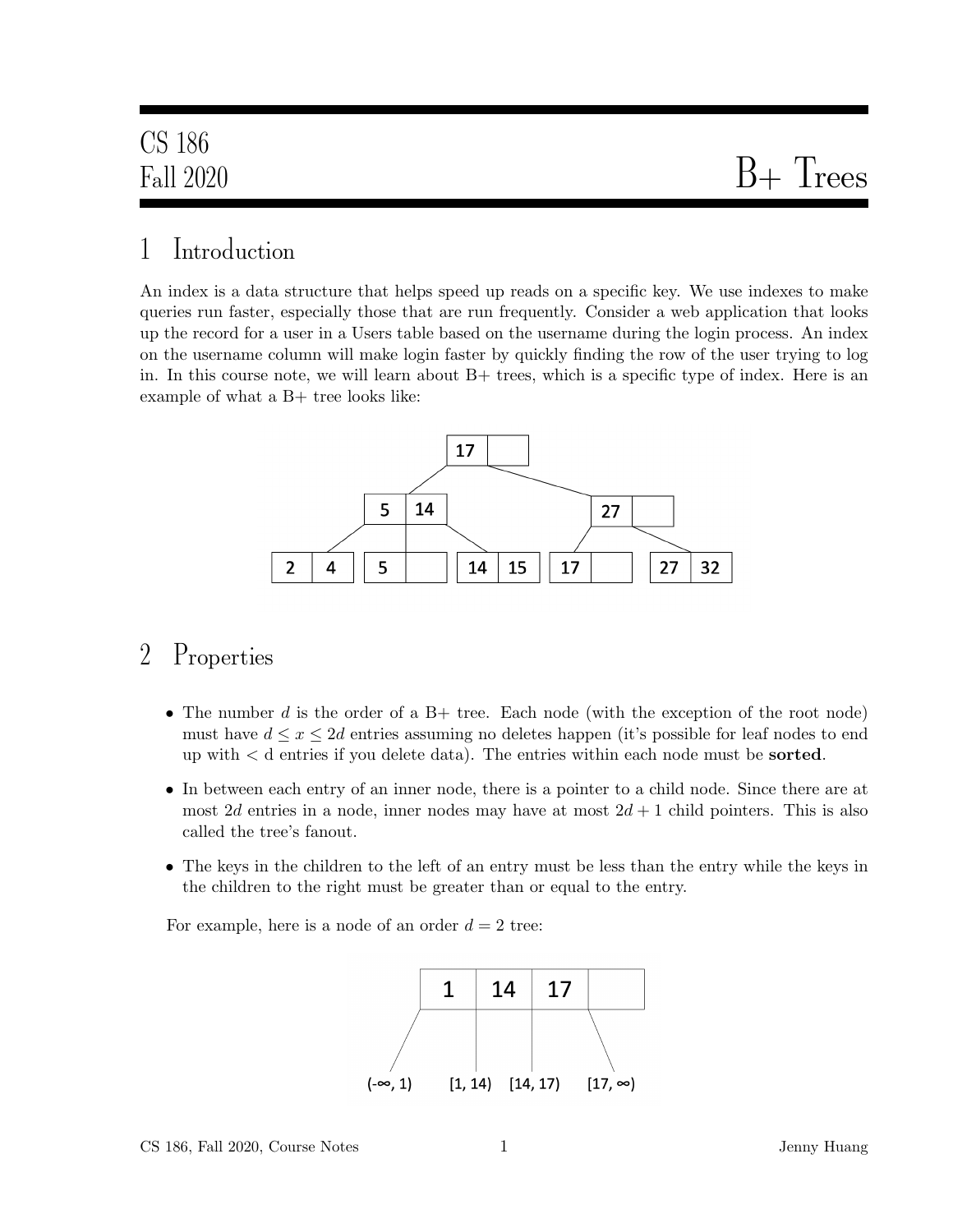CS 186
Fall 2020

# B+ Trees

## 1 Introduction

An index is a data structure that helps speed up reads on a specific key. We use indexes to make queries run faster, especially those that are run frequently. Consider a web application that looks up the record for a user in a Users table based on the username during the login process. An index on the username column will make login faster by quickly finding the row of the user trying to log in. In this course note, we will learn about B+ trees, which is a specific type of index. Here is an example of what a B+ tree looks like:

## 2 Properties

- The number $d$ is the order of a B+ tree. Each node (with the exception of the root node) must have $d \leq x \leq 2d$ entries assuming no deletes happen (it's possible for leaf nodes to end up with < d entries if you delete data). The entries within each node must be **sorted**.
- In between each entry of an inner node, there is a pointer to a child node. Since there are at most $2d$ entries in a node, inner nodes may have at most $2d + 1$ child pointers. This is also called the tree's fanout.
- The keys in the children to the left of an entry must be less than the entry while the keys in the children to the right must be greater than or equal to the entry.

For example, here is a node of an order $d = 2$ tree: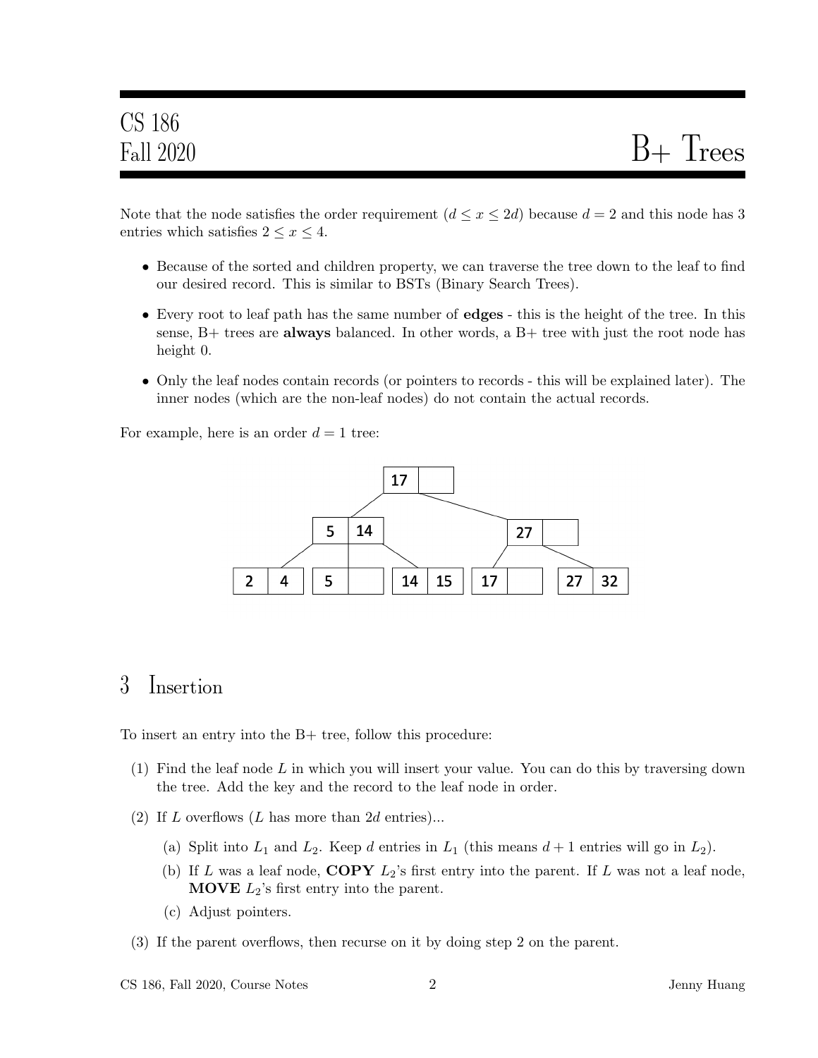Note that the node satisfies the order requirement ($d \leq x \leq 2d$) because $d = 2$ and this node has 3 entries which satisfies $2 \leq x \leq 4$.

- Because of the sorted and children property, we can traverse the tree down to the leaf to find our desired record. This is similar to BSTs (Binary Search Trees).
- Every root to leaf path has the same number of **edges** - this is the height of the tree. In this sense, B+ trees are **always** balanced. In other words, a B+ tree with just the root node has height 0.
- Only the leaf nodes contain records (or pointers to records - this will be explained later). The inner nodes (which are the non-leaf nodes) do not contain the actual records.

For example, here is an order $d = 1$ tree:

## 3 Insertion

To insert an entry into the B+ tree, follow this procedure:

(1) Find the leaf node $L$ in which you will insert your value. You can do this by traversing down the tree. Add the key and the record to the leaf node in order.

(2) If $L$ overflows ($L$ has more than $2d$ entries)...

  (a) Split into $L_1$ and $L_2$. Keep $d$ entries in $L_1$ (this means $d + 1$ entries will go in $L_2$).

  (b) If $L$ was a leaf node, **COPY** $L_2$'s first entry into the parent. If $L$ was not a leaf node, **MOVE** $L_2$'s first entry into the parent.

  (c) Adjust pointers.

(3) If the parent overflows, then recurse on it by doing step 2 on the parent.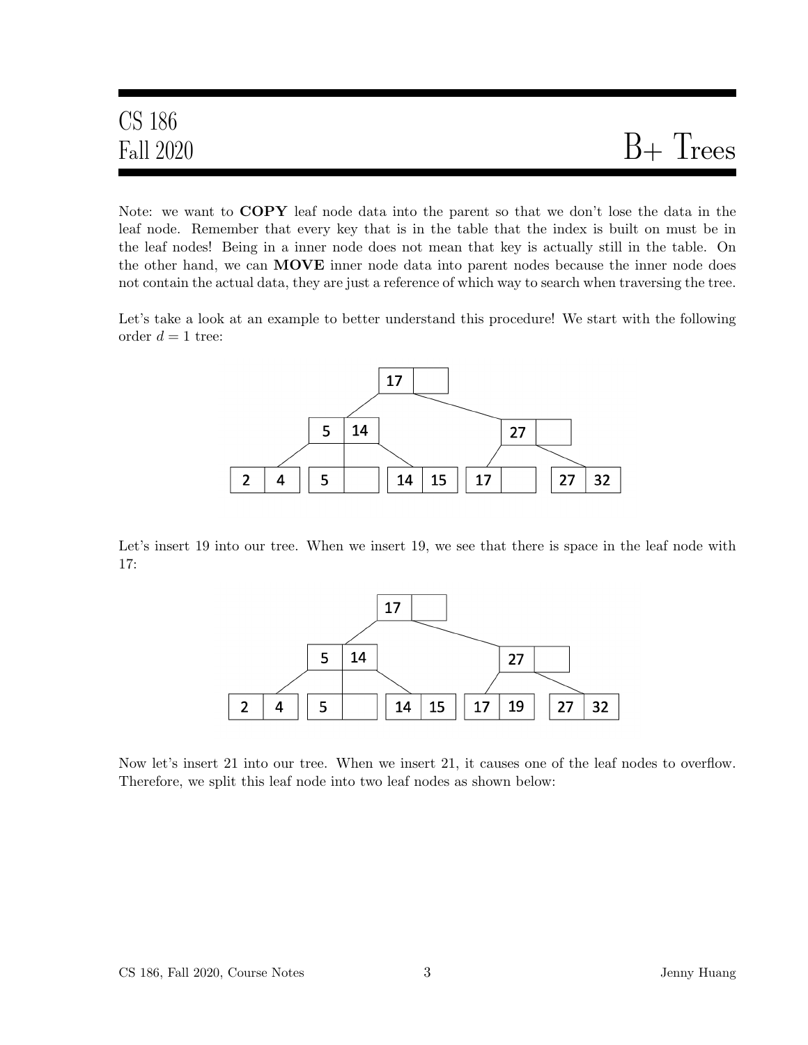Note: we want to **COPY** leaf node data into the parent so that we don't lose the data in the leaf node. Remember that every key that is in the table that the index is built on must be in the leaf nodes! Being in a inner node does not mean that key is actually still in the table. On the other hand, we can **MOVE** inner node data into parent nodes because the inner node does not contain the actual data, they are just a reference of which way to search when traversing the tree.

Let's take a look at an example to better understand this procedure! We start with the following order $d = 1$ tree:

Let's insert 19 into our tree. When we insert 19, we see that there is space in the leaf node with 17:

Now let's insert 21 into our tree. When we insert 21, it causes one of the leaf nodes to overflow. Therefore, we split this leaf node into two leaf nodes as shown below: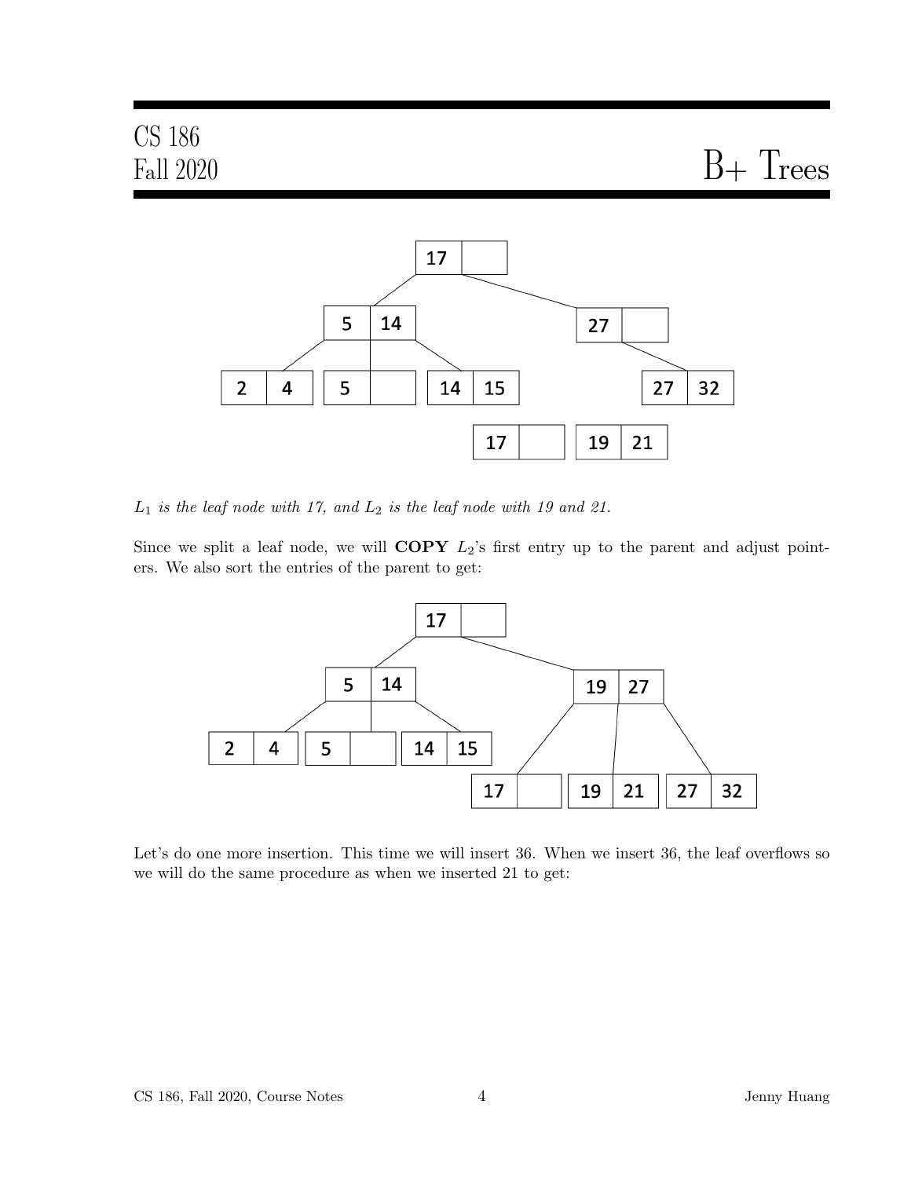$L_1$ *is the leaf node with 17, and* $L_2$ *is the leaf node with 19 and 21.*

Since we split a leaf node, we will **COPY** $L_2$'s first entry up to the parent and adjust pointers. We also sort the entries of the parent to get:

Let's do one more insertion. This time we will insert 36. When we insert 36, the leaf overflows so we will do the same procedure as when we inserted 21 to get: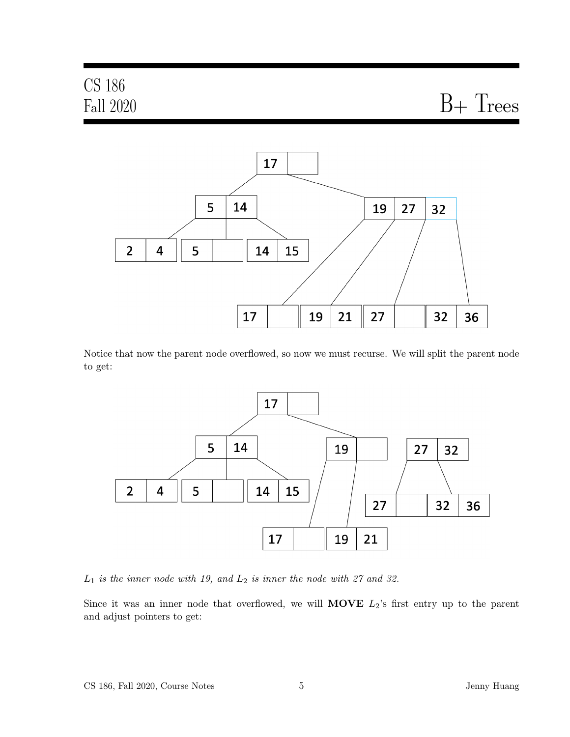Notice that now the parent node overflowed, so now we must recurse. We will split the parent node to get:

*$L_1$ is the inner node with 19, and $L_2$ is inner the node with 27 and 32.*

Since it was an inner node that overflowed, we will **MOVE** $L_2$'s first entry up to the parent and adjust pointers to get: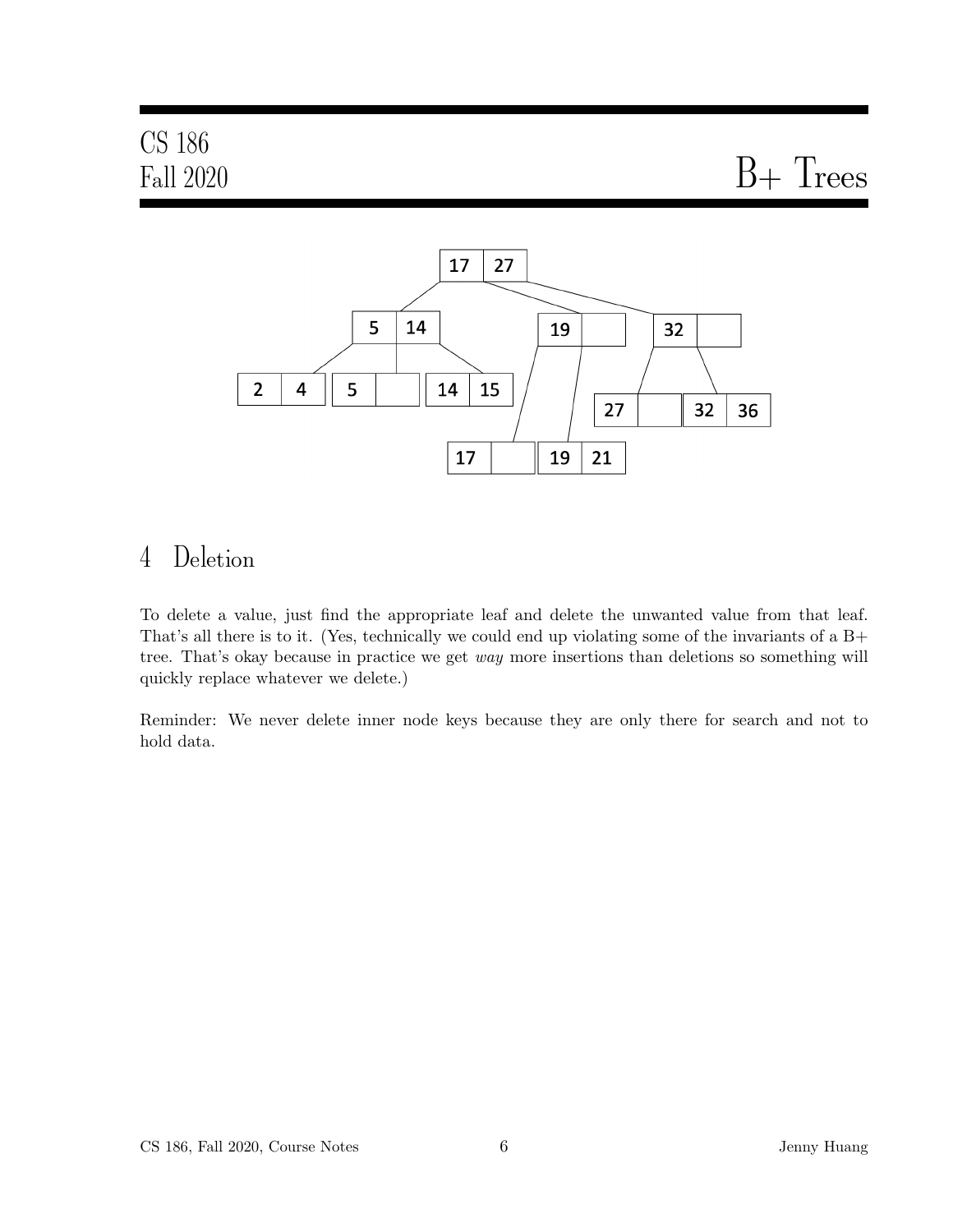## 4 Deletion

To delete a value, just find the appropriate leaf and delete the unwanted value from that leaf. That's all there is to it. (Yes, technically we could end up violating some of the invariants of a B+ tree. That's okay because in practice we get *way* more insertions than deletions so something will quickly replace whatever we delete.)

Reminder: We never delete inner node keys because they are only there for search and not to hold data.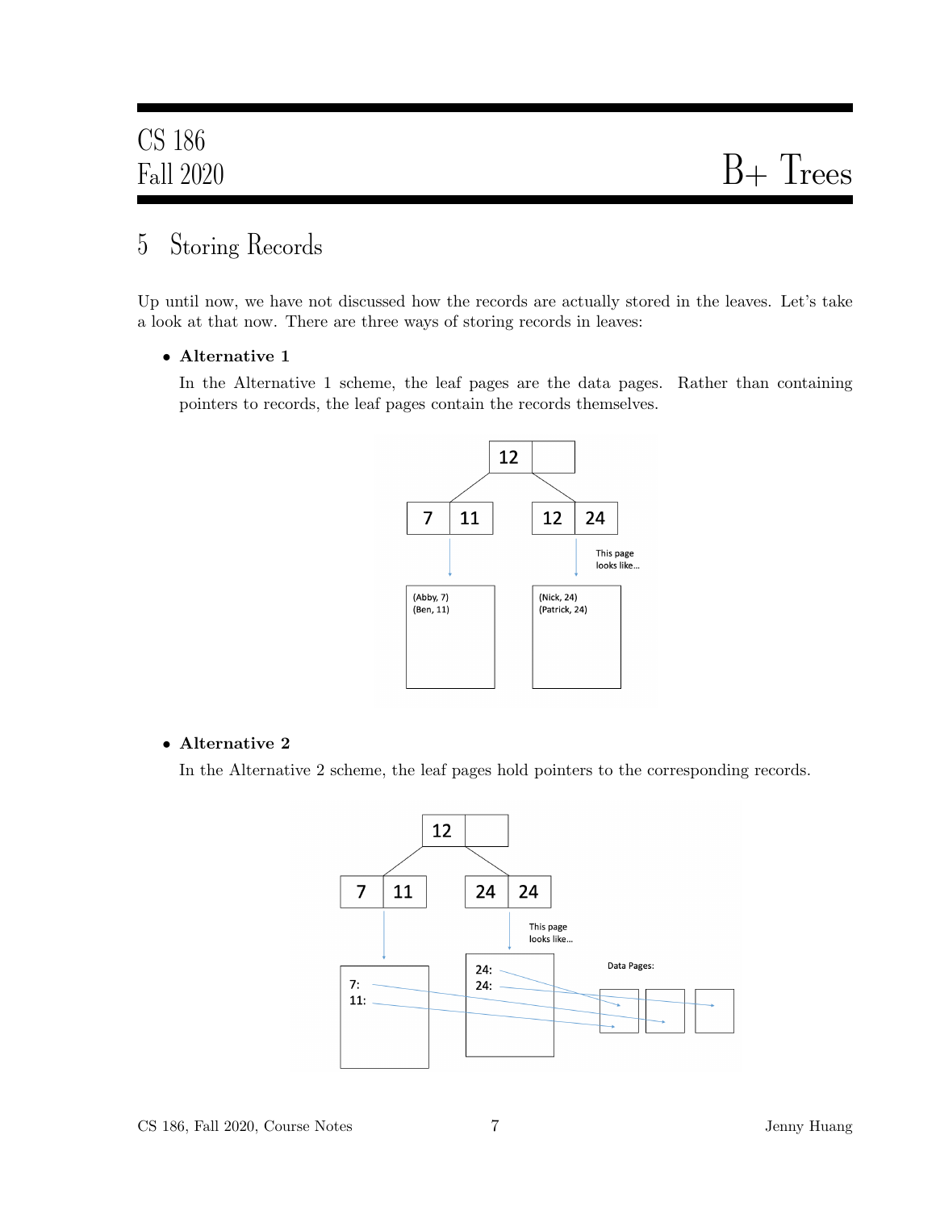## 5 Storing Records

Up until now, we have not discussed how the records are actually stored in the leaves. Let's take a look at that now. There are three ways of storing records in leaves:

- **Alternative 1**

  In the Alternative 1 scheme, the leaf pages are the data pages. Rather than containing pointers to records, the leaf pages contain the records themselves.

- **Alternative 2**

  In the Alternative 2 scheme, the leaf pages hold pointers to the corresponding records.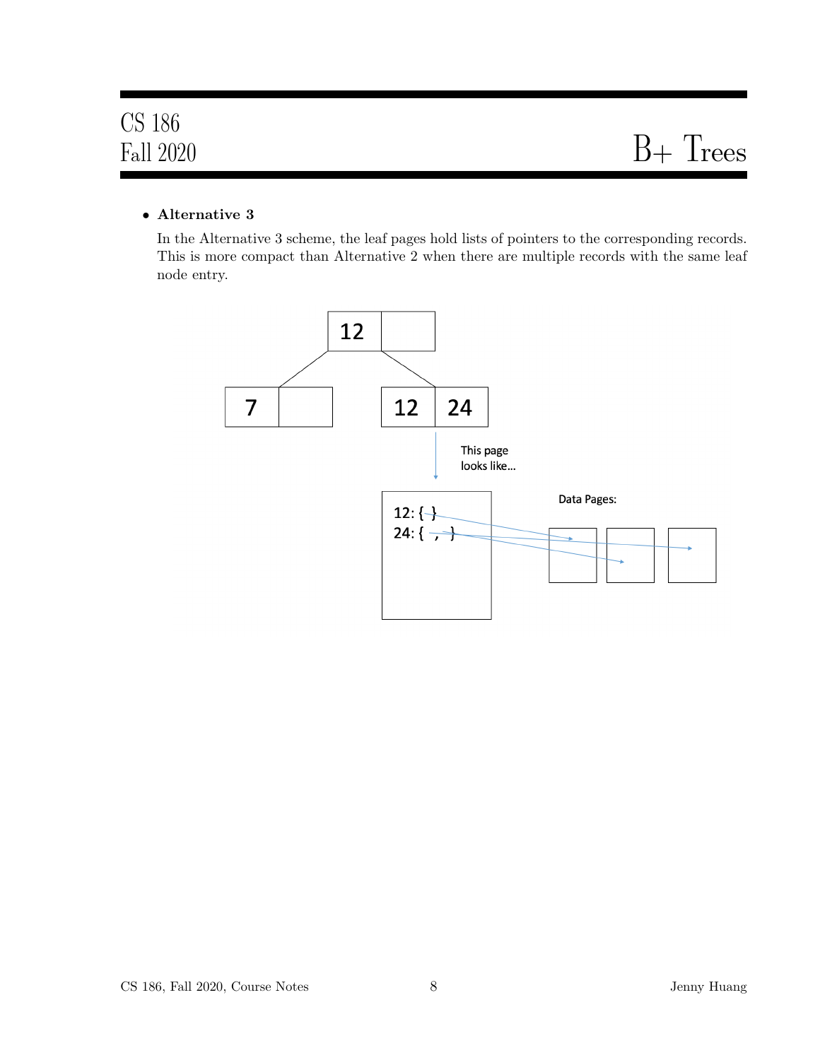- **Alternative 3**

  In the Alternative 3 scheme, the leaf pages hold lists of pointers to the corresponding records. This is more compact than Alternative 2 when there are multiple records with the same leaf node entry.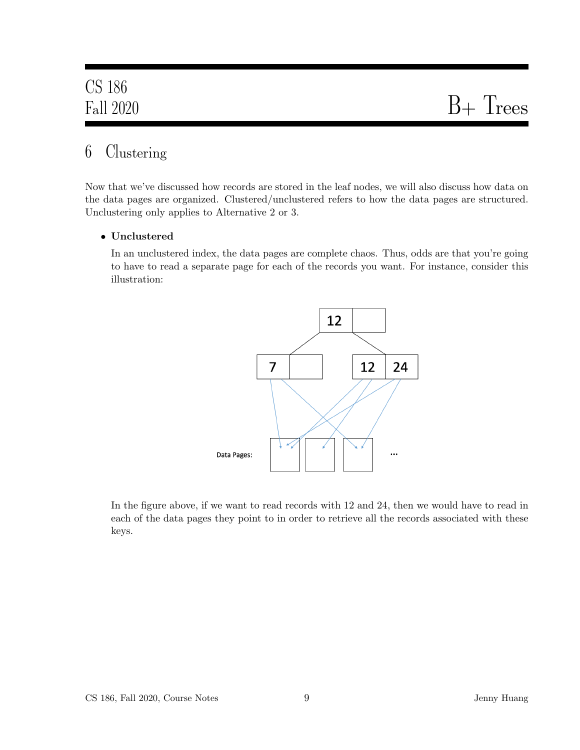## 6 Clustering

Now that we've discussed how records are stored in the leaf nodes, we will also discuss how data on the data pages are organized. Clustered/unclustered refers to how the data pages are structured. Unclustering only applies to Alternative 2 or 3.

- **Unclustered**

  In an unclustered index, the data pages are complete chaos. Thus, odds are that you're going to have to read a separate page for each of the records you want. For instance, consider this illustration:

  In the figure above, if we want to read records with 12 and 24, then we would have to read in each of the data pages they point to in order to retrieve all the records associated with these keys.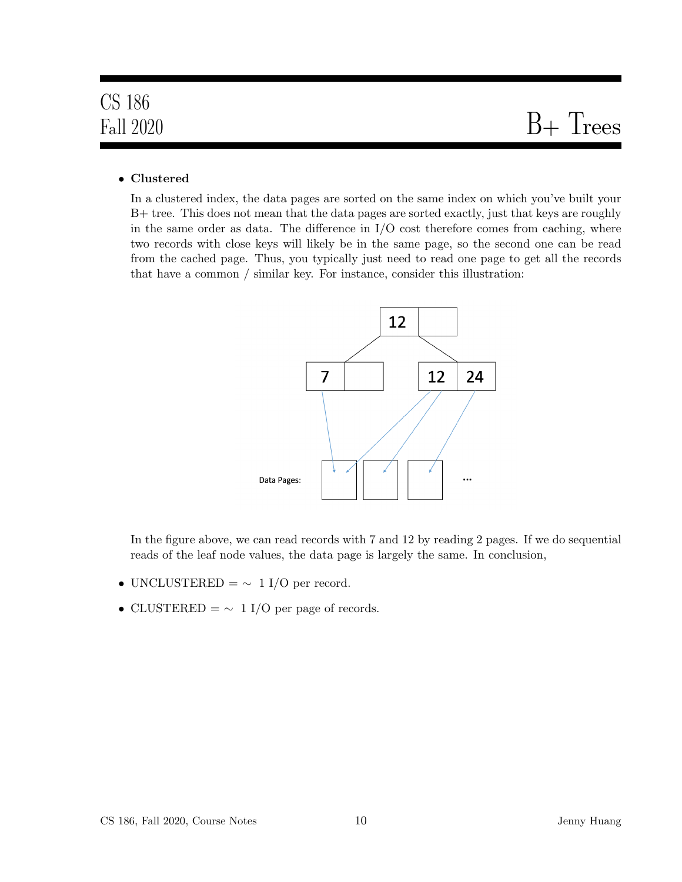- **Clustered**

  In a clustered index, the data pages are sorted on the same index on which you've built your B+ tree. This does not mean that the data pages are sorted exactly, just that keys are roughly in the same order as data. The difference in I/O cost therefore comes from caching, where two records with close keys will likely be in the same page, so the second one can be read from the cached page. Thus, you typically just need to read one page to get all the records that have a common / similar key. For instance, consider this illustration:

  In the figure above, we can read records with 7 and 12 by reading 2 pages. If we do sequential reads of the leaf node values, the data page is largely the same. In conclusion,

- UNCLUSTERED = ~ 1 I/O per record.
- CLUSTERED = ~ 1 I/O per page of records.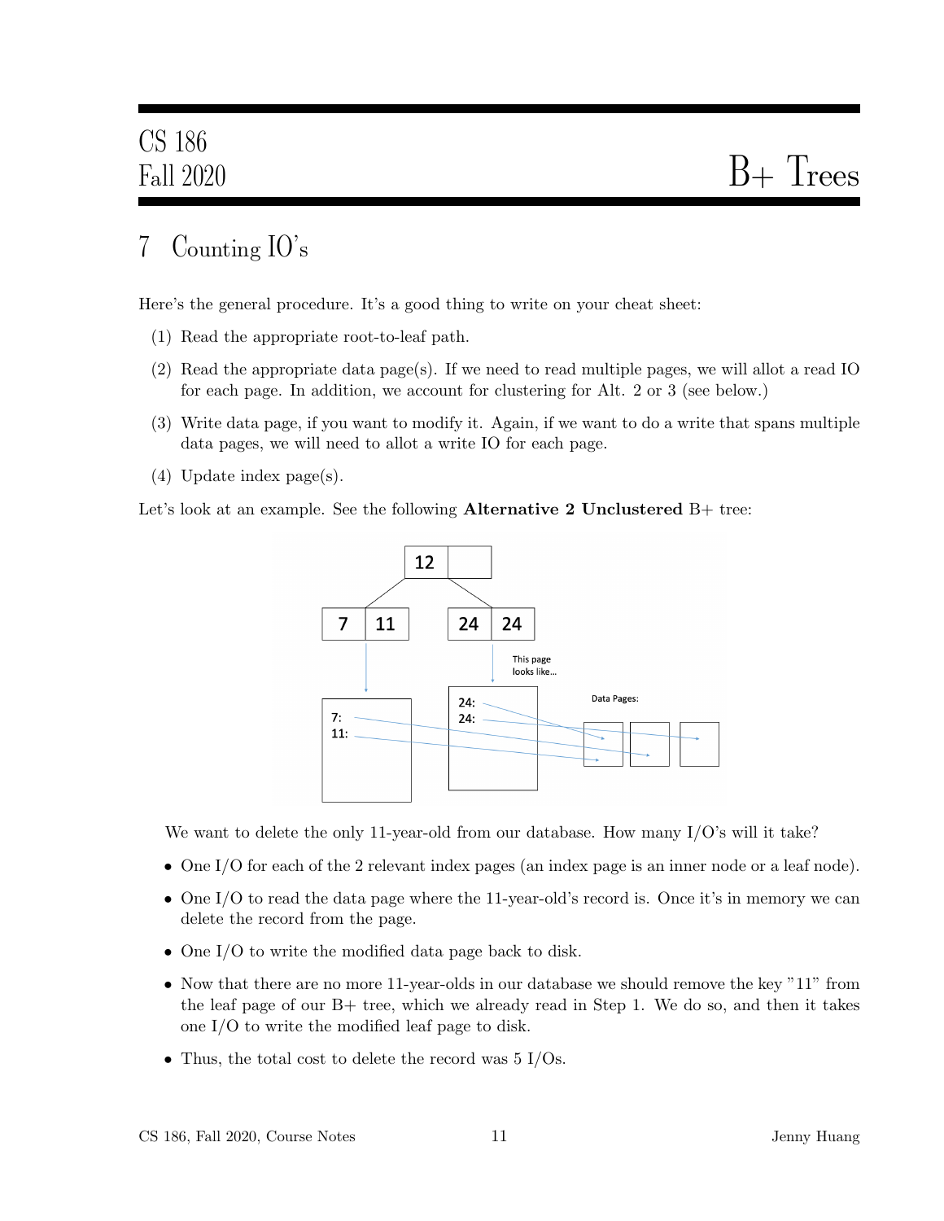# 7 Counting IO's

Here's the general procedure. It's a good thing to write on your cheat sheet:

(1) Read the appropriate root-to-leaf path.

(2) Read the appropriate data page(s). If we need to read multiple pages, we will allot a read IO for each page. In addition, we account for clustering for Alt. 2 or 3 (see below.)

(3) Write data page, if you want to modify it. Again, if we want to do a write that spans multiple data pages, we will need to allot a write IO for each page.

(4) Update index page(s).

Let's look at an example. See the following **Alternative 2 Unclustered** B+ tree:

We want to delete the only 11-year-old from our database. How many I/O's will it take?

- One I/O for each of the 2 relevant index pages (an index page is an inner node or a leaf node).
- One I/O to read the data page where the 11-year-old's record is. Once it's in memory we can delete the record from the page.
- One I/O to write the modified data page back to disk.
- Now that there are no more 11-year-olds in our database we should remove the key "11" from the leaf page of our B+ tree, which we already read in Step 1. We do so, and then it takes one I/O to write the modified leaf page to disk.
- Thus, the total cost to delete the record was 5 I/Os.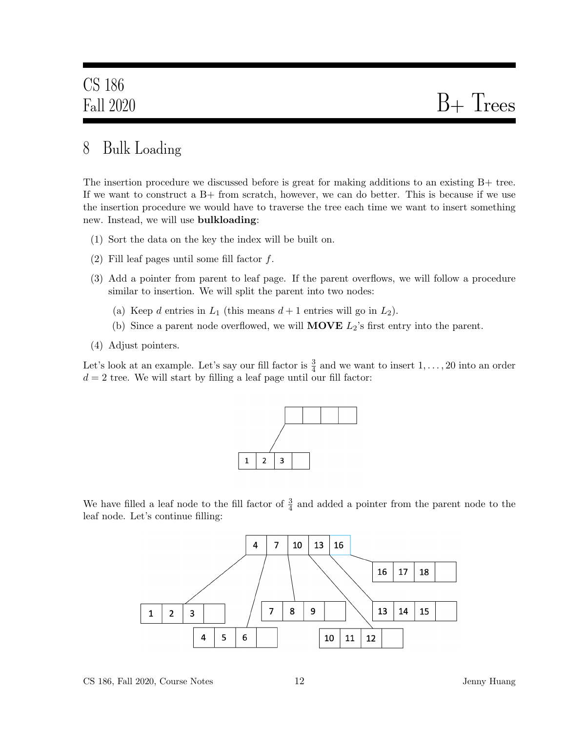## 8 Bulk Loading

The insertion procedure we discussed before is great for making additions to an existing B+ tree. If we want to construct a B+ from scratch, however, we can do better. This is because if we use the insertion procedure we would have to traverse the tree each time we want to insert something new. Instead, we will use **bulkloading**:

(1) Sort the data on the key the index will be built on.

(2) Fill leaf pages until some fill factor $f$.

(3) Add a pointer from parent to leaf page. If the parent overflows, we will follow a procedure similar to insertion. We will split the parent into two nodes:

   (a) Keep $d$ entries in $L_1$ (this means $d+1$ entries will go in $L_2$).

   (b) Since a parent node overflowed, we will **MOVE** $L_2$'s first entry into the parent.

(4) Adjust pointers.

Let's look at an example. Let's say our fill factor is $\frac{3}{4}$ and we want to insert $1, \ldots, 20$ into an order $d = 2$ tree. We will start by filling a leaf page until our fill factor:

We have filled a leaf node to the fill factor of $\frac{3}{4}$ and added a pointer from the parent node to the leaf node. Let's continue filling: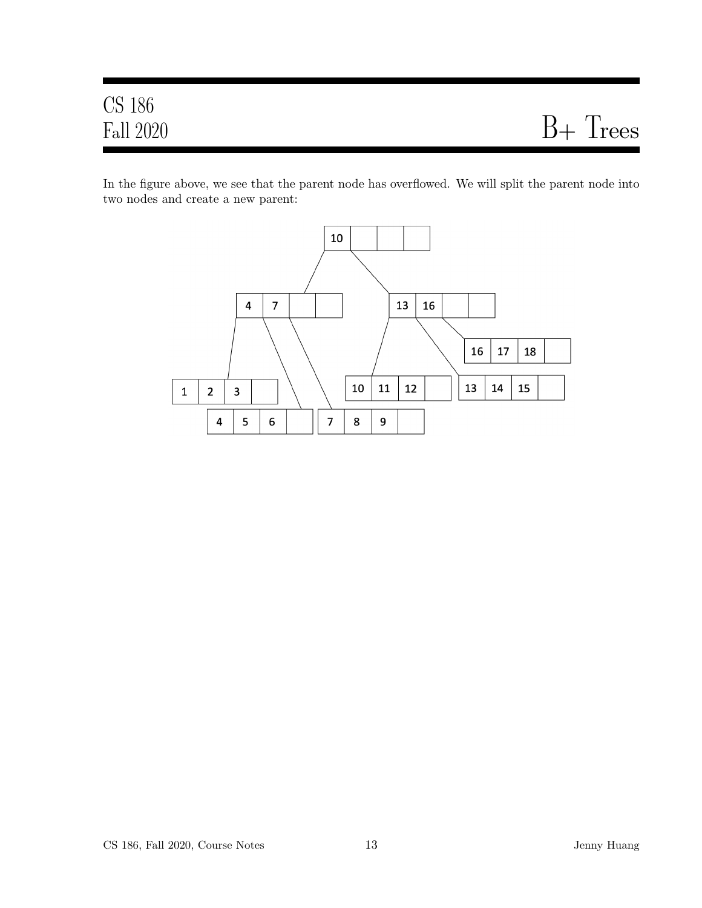In the figure above, we see that the parent node has overflowed. We will split the parent node into two nodes and create a new parent: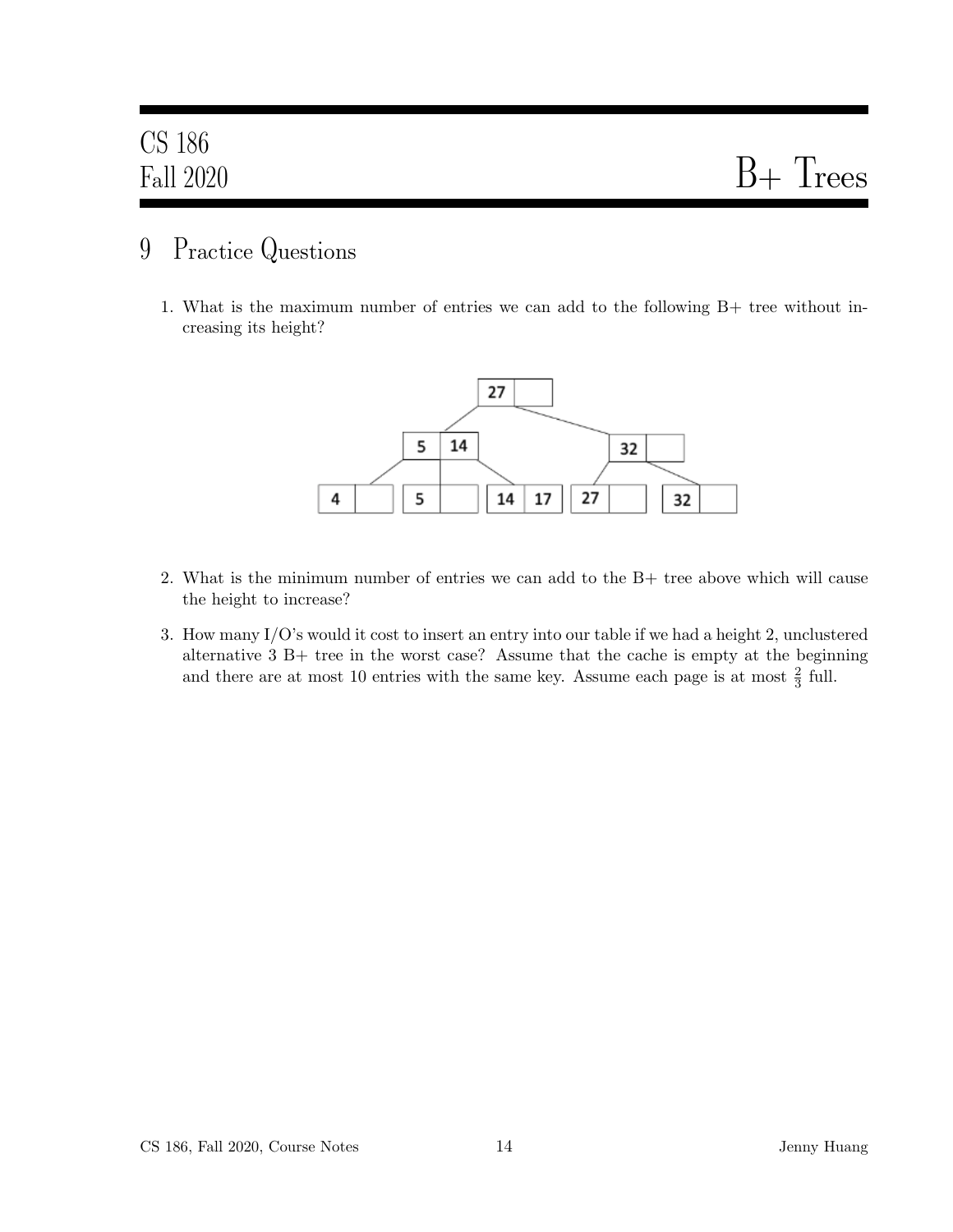## 9 Practice Questions

1. What is the maximum number of entries we can add to the following B+ tree without increasing its height?

2. What is the minimum number of entries we can add to the B+ tree above which will cause the height to increase?

3. How many I/O's would it cost to insert an entry into our table if we had a height 2, unclustered alternative 3 B+ tree in the worst case? Assume that the cache is empty at the beginning and there are at most 10 entries with the same key. Assume each page is at most $\frac{2}{3}$ full.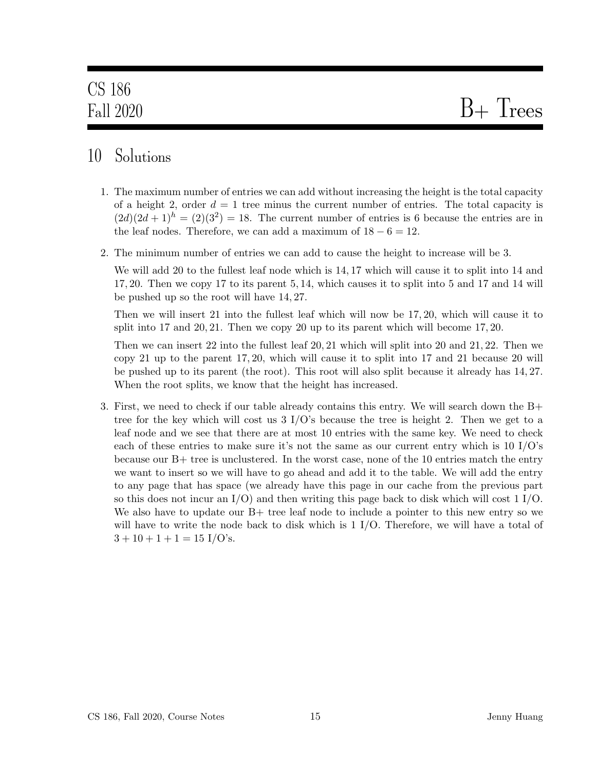# 10 Solutions

1. The maximum number of entries we can add without increasing the height is the total capacity of a height 2, order $d = 1$ tree minus the current number of entries. The total capacity is $(2d)(2d+1)^h = (2)(3^2) = 18$. The current number of entries is 6 because the entries are in the leaf nodes. Therefore, we can add a maximum of $18 - 6 = 12$.

2. The minimum number of entries we can add to cause the height to increase will be 3.

   We will add 20 to the fullest leaf node which is 14, 17 which will cause it to split into 14 and 17, 20. Then we copy 17 to its parent 5, 14, which causes it to split into 5 and 17 and 14 will be pushed up so the root will have 14, 27.

   Then we will insert 21 into the fullest leaf which will now be 17, 20, which will cause it to split into 17 and 20, 21. Then we copy 20 up to its parent which will become 17, 20.

   Then we can insert 22 into the fullest leaf 20, 21 which will split into 20 and 21, 22. Then we copy 21 up to the parent 17, 20, which will cause it to split into 17 and 21 because 20 will be pushed up to its parent (the root). This root will also split because it already has 14, 27. When the root splits, we know that the height has increased.

3. First, we need to check if our table already contains this entry. We will search down the B+ tree for the key which will cost us 3 I/O's because the tree is height 2. Then we get to a leaf node and we see that there are at most 10 entries with the same key. We need to check each of these entries to make sure it's not the same as our current entry which is 10 I/O's because our B+ tree is unclustered. In the worst case, none of the 10 entries match the entry we want to insert so we will have to go ahead and add it to the table. We will add the entry to any page that has space (we already have this page in our cache from the previous part so this does not incur an I/O) and then writing this page back to disk which will cost 1 I/O. We also have to update our B+ tree leaf node to include a pointer to this new entry so we will have to write the node back to disk which is 1 I/O. Therefore, we will have a total of $3 + 10 + 1 + 1 = 15$ I/O's.